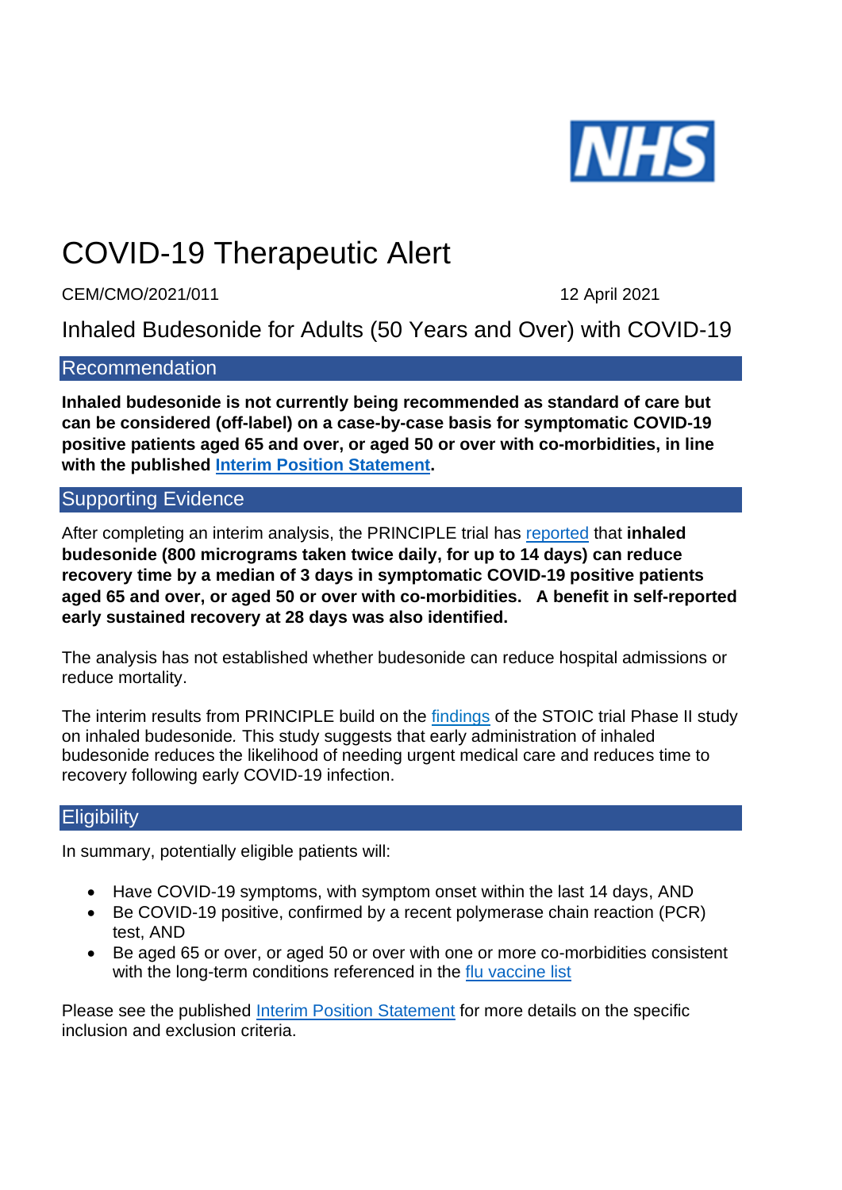# COVID-19 Therapeutic Alert

CEM/CMO/2021/011 12 April 2021

## Inhaled Budesonide for Adults (50 Years and Over) with COVID-19

### Recommendation

**Inhaled budesonide is not currently being recommended as standard of care but can be considered (off-label) on a case-by-case basis for symptomatic COVID-19 positive patients aged 65 and over, or aged 50 or over with co-morbidities, in line with the published Interim Position Statement.**

### Supporting Evidence

After completing an interim analysis, the PRINCIPLE trial has reported that **inhaled budesonide (800 micrograms taken twice daily, for up to 14 days) can reduce recovery time by a median of 3 days in symptomatic COVID-19 positive patients aged 65 and over, or aged 50 or over with co-morbidities. A benefit in self-reported early sustained recovery at 28 days was also identified.**

The analysis has not established whether budesonide can reduce hospital admissions or reduce mortality.

The interim results from PRINCIPLE build on the findings of the STOIC trial Phase II study on inhaled budesonide. This study suggests that early administration of inhaled budesonide reduces the likelihood of needing urgent medical care and reduces time to recovery following early COVID-19 infection.

### Eligibility

In summary, potentially eligible patients will:

- Have COVID-19 symptoms, with symptom onset within the last 14 days, AND
- Be COVID-19 positive, confirmed by a recent polymerase chain reaction (PCR) test, AND
- Be aged 65 or over, or aged 50 or over with one or more co-morbidities consistent with the long-term conditions referenced in the flu vaccine list

Please see the published Interim Position Statement for more details on the specific inclusion and exclusion criteria.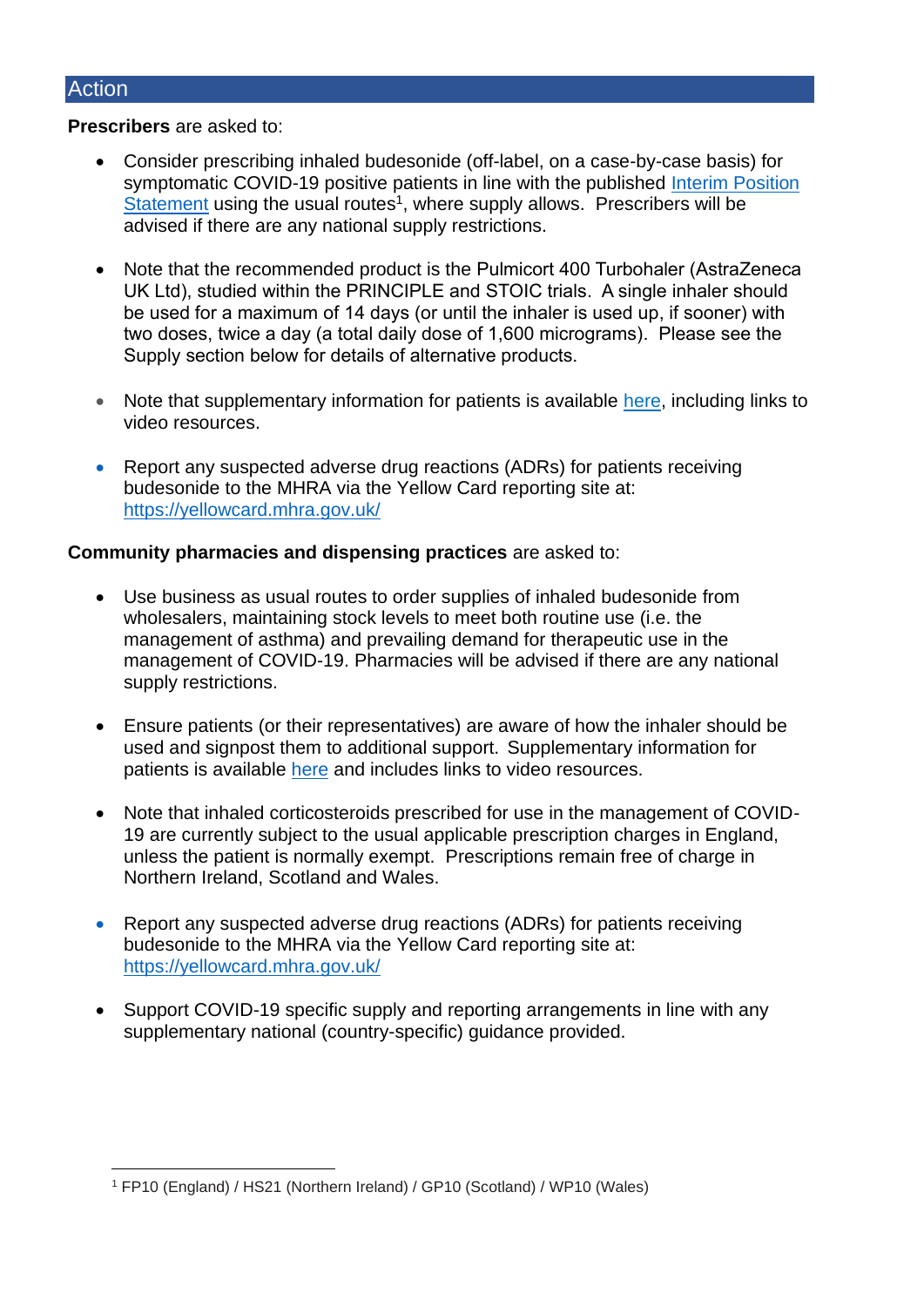## Action

**Prescribers** are asked to:

- Consider prescribing inhaled budesonide (off-label, on a case-by-case basis) for symptomatic COVID-19 positive patients in line with the published [Interim Position Statement](#) using the usual routes[1], where supply allows. Prescribers will be advised if there are any national supply restrictions.

- Note that the recommended product is the Pulmicort 400 Turbohaler (AstraZeneca UK Ltd), studied within the PRINCIPLE and STOIC trials. A single inhaler should be used for a maximum of 14 days (or until the inhaler is used up, if sooner) with two doses, twice a day (a total daily dose of 1,600 micrograms). Please see the Supply section below for details of alternative products.

- Note that supplementary information for patients is available [here](#), including links to video resources.

- Report any suspected adverse drug reactions (ADRs) for patients receiving budesonide to the MHRA via the Yellow Card reporting site at: https://yellowcard.mhra.gov.uk/

**Community pharmacies and dispensing practices** are asked to:

- Use business as usual routes to order supplies of inhaled budesonide from wholesalers, maintaining stock levels to meet both routine use (i.e. the management of asthma) and prevailing demand for therapeutic use in the management of COVID-19. Pharmacies will be advised if there are any national supply restrictions.

- Ensure patients (or their representatives) are aware of how the inhaler should be used and signpost them to additional support. Supplementary information for patients is available [here](#) and includes links to video resources.

- Note that inhaled corticosteroids prescribed for use in the management of COVID-19 are currently subject to the usual applicable prescription charges in England, unless the patient is normally exempt. Prescriptions remain free of charge in Northern Ireland, Scotland and Wales.

- Report any suspected adverse drug reactions (ADRs) for patients receiving budesonide to the MHRA via the Yellow Card reporting site at: https://yellowcard.mhra.gov.uk/

- Support COVID-19 specific supply and reporting arrangements in line with any supplementary national (country-specific) guidance provided.

---

[1] FP10 (England) / HS21 (Northern Ireland) / GP10 (Scotland) / WP10 (Wales)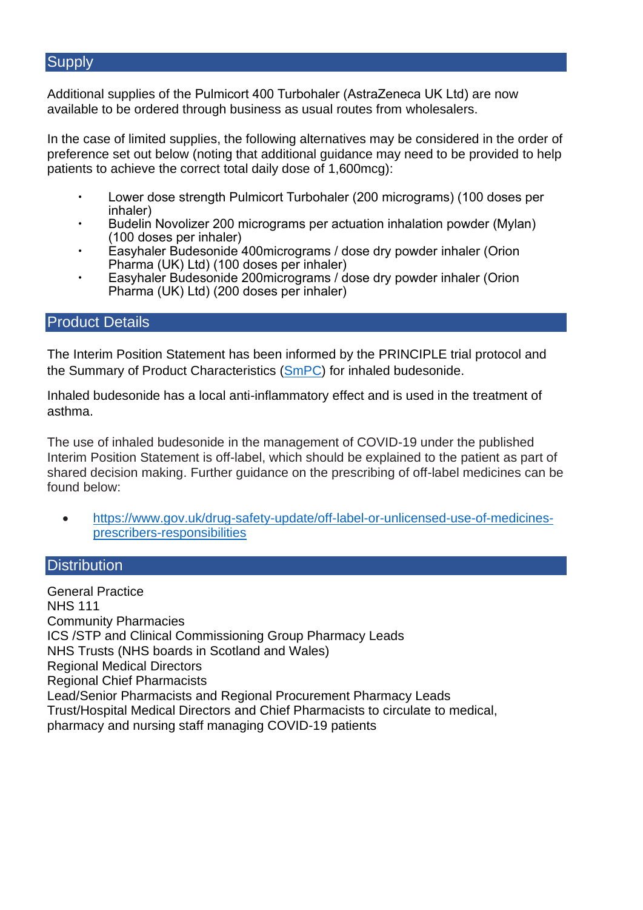## Supply

Additional supplies of the Pulmicort 400 Turbohaler (AstraZeneca UK Ltd) are now available to be ordered through business as usual routes from wholesalers.

In the case of limited supplies, the following alternatives may be considered in the order of preference set out below (noting that additional guidance may need to be provided to help patients to achieve the correct total daily dose of 1,600mcg):

- Lower dose strength Pulmicort Turbohaler (200 micrograms) (100 doses per inhaler)
- Budelin Novolizer 200 micrograms per actuation inhalation powder (Mylan) (100 doses per inhaler)
- Easyhaler Budesonide 400micrograms / dose dry powder inhaler (Orion Pharma (UK) Ltd) (100 doses per inhaler)
- Easyhaler Budesonide 200micrograms / dose dry powder inhaler (Orion Pharma (UK) Ltd) (200 doses per inhaler)

## Product Details

The Interim Position Statement has been informed by the PRINCIPLE trial protocol and the Summary of Product Characteristics (SmPC) for inhaled budesonide.

Inhaled budesonide has a local anti-inflammatory effect and is used in the treatment of asthma.

The use of inhaled budesonide in the management of COVID-19 under the published Interim Position Statement is off-label, which should be explained to the patient as part of shared decision making. Further guidance on the prescribing of off-label medicines can be found below:

- https://www.gov.uk/drug-safety-update/off-label-or-unlicensed-use-of-medicines-prescribers-responsibilities

## Distribution

General Practice
NHS 111
Community Pharmacies
ICS /STP and Clinical Commissioning Group Pharmacy Leads
NHS Trusts (NHS boards in Scotland and Wales)
Regional Medical Directors
Regional Chief Pharmacists
Lead/Senior Pharmacists and Regional Procurement Pharmacy Leads
Trust/Hospital Medical Directors and Chief Pharmacists to circulate to medical, pharmacy and nursing staff managing COVID-19 patients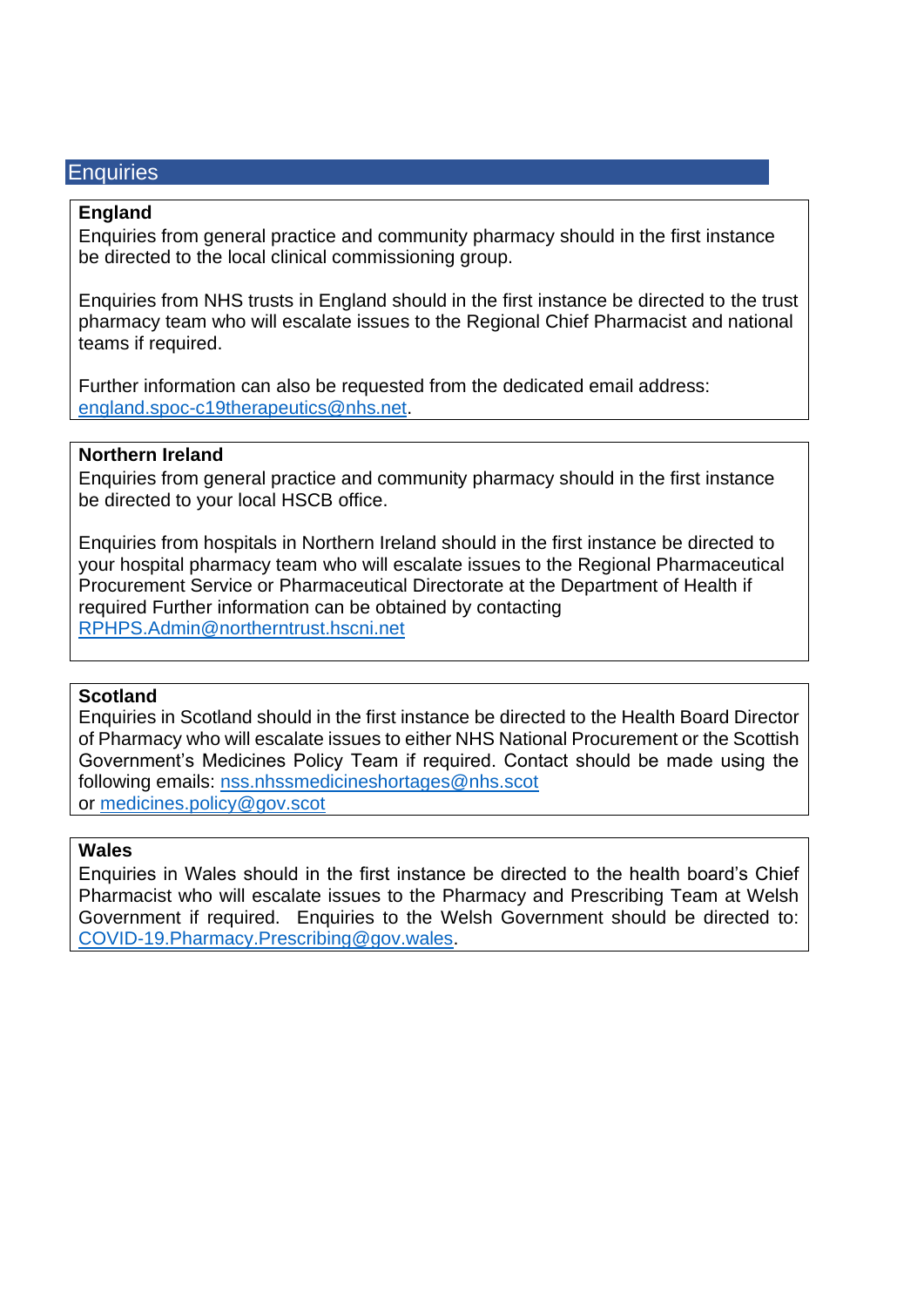## Enquiries

**England**

Enquiries from general practice and community pharmacy should in the first instance be directed to the local clinical commissioning group.

Enquiries from NHS trusts in England should in the first instance be directed to the trust pharmacy team who will escalate issues to the Regional Chief Pharmacist and national teams if required.

Further information can also be requested from the dedicated email address: england.spoc-c19therapeutics@nhs.net.

**Northern Ireland**

Enquiries from general practice and community pharmacy should in the first instance be directed to your local HSCB office.

Enquiries from hospitals in Northern Ireland should in the first instance be directed to your hospital pharmacy team who will escalate issues to the Regional Pharmaceutical Procurement Service or Pharmaceutical Directorate at the Department of Health if required Further information can be obtained by contacting RPHPS.Admin@northerntrust.hscni.net

**Scotland**

Enquiries in Scotland should in the first instance be directed to the Health Board Director of Pharmacy who will escalate issues to either NHS National Procurement or the Scottish Government's Medicines Policy Team if required. Contact should be made using the following emails: nss.nhssmedicineshortages@nhs.scot or medicines.policy@gov.scot

**Wales**

Enquiries in Wales should in the first instance be directed to the health board's Chief Pharmacist who will escalate issues to the Pharmacy and Prescribing Team at Welsh Government if required. Enquiries to the Welsh Government should be directed to: COVID-19.Pharmacy.Prescribing@gov.wales.